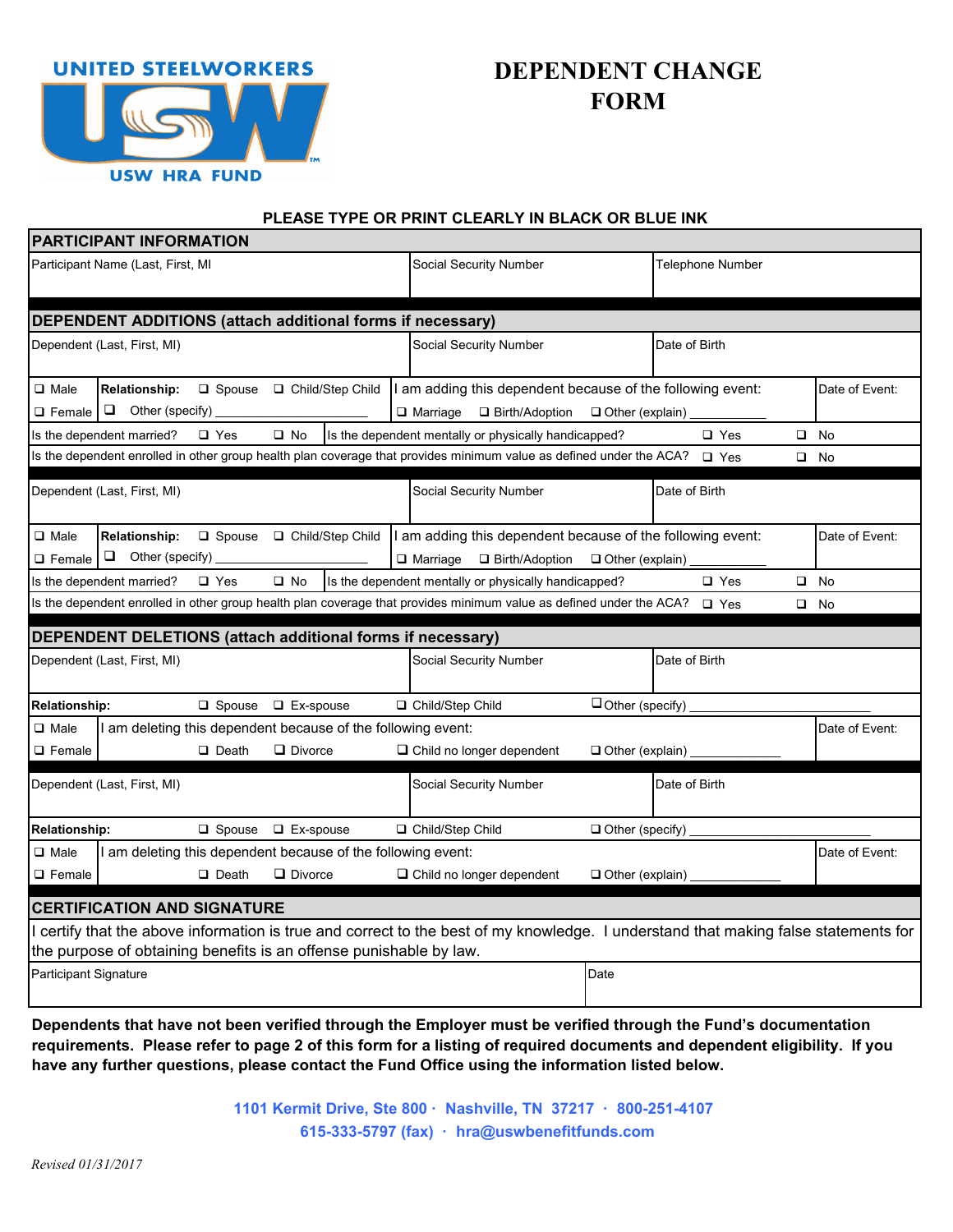UNITED STEELWORKERS

USW HRA FUND

# DEPENDENT CHANGE FORM

**PLEASE TYPE OR PRINT CLEARLY IN BLACK OR BLUE INK**

## PARTICIPANT INFORMATION

| Participant Name (Last, First, MI | Social Security Number | Telephone Number |
|---|---|---|
| | | |

## DEPENDENT ADDITIONS (attach additional forms if necessary)

| Dependent (Last, First, MI) | Social Security Number | Date of Birth |
|---|---|---|
| | | |

❑ Male ❑ Female | **Relationship:** ❑ Spouse ❑ Child/Step Child ❑ Other (specify) ________________ | I am adding this dependent because of the following event: ❑ Marriage ❑ Birth/Adoption ❑ Other (explain) __________ | Date of Event:

Is the dependent married? ❑ Yes ❑ No | Is the dependent mentally or physically handicapped? ❑ Yes ❑ No

Is the dependent enrolled in other group health plan coverage that provides minimum value as defined under the ACA? ❑ Yes ❑ No

| Dependent (Last, First, MI) | Social Security Number | Date of Birth |
|---|---|---|
| | | |

❑ Male ❑ Female | **Relationship:** ❑ Spouse ❑ Child/Step Child ❑ Other (specify) ________________ | I am adding this dependent because of the following event: ❑ Marriage ❑ Birth/Adoption ❑ Other (explain) __________ | Date of Event:

Is the dependent married? ❑ Yes ❑ No | Is the dependent mentally or physically handicapped? ❑ Yes ❑ No

Is the dependent enrolled in other group health plan coverage that provides minimum value as defined under the ACA? ❑ Yes ❑ No

## DEPENDENT DELETIONS (attach additional forms if necessary)

| Dependent (Last, First, MI) | Social Security Number | Date of Birth |
|---|---|---|
| | | |

**Relationship:** ❑ Spouse ❑ Ex-spouse ❑ Child/Step Child ❑ Other (specify) ________________

❑ Male ❑ Female | I am deleting this dependent because of the following event: ❑ Death ❑ Divorce ❑ Child no longer dependent ❑ Other (explain) ____________ | Date of Event:

| Dependent (Last, First, MI) | Social Security Number | Date of Birth |
|---|---|---|
| | | |

**Relationship:** ❑ Spouse ❑ Ex-spouse ❑ Child/Step Child ❑ Other (specify) ________________

❑ Male ❑ Female | I am deleting this dependent because of the following event: ❑ Death ❑ Divorce ❑ Child no longer dependent ❑ Other (explain) ____________ | Date of Event:

## CERTIFICATION AND SIGNATURE

I certify that the above information is true and correct to the best of my knowledge. I understand that making false statements for the purpose of obtaining benefits is an offense punishable by law.

| Participant Signature | Date |
|---|---|
| | |

**Dependents that have not been verified through the Employer must be verified through the Fund's documentation requirements. Please refer to page 2 of this form for a listing of required documents and dependent eligibility. If you have any further questions, please contact the Fund Office using the information listed below.**

1101 Kermit Drive, Ste 800 · Nashville, TN 37217 · 800-251-4107
615-333-5797 (fax) · hra@uswbenefitfunds.com

*Revised 01/31/2017*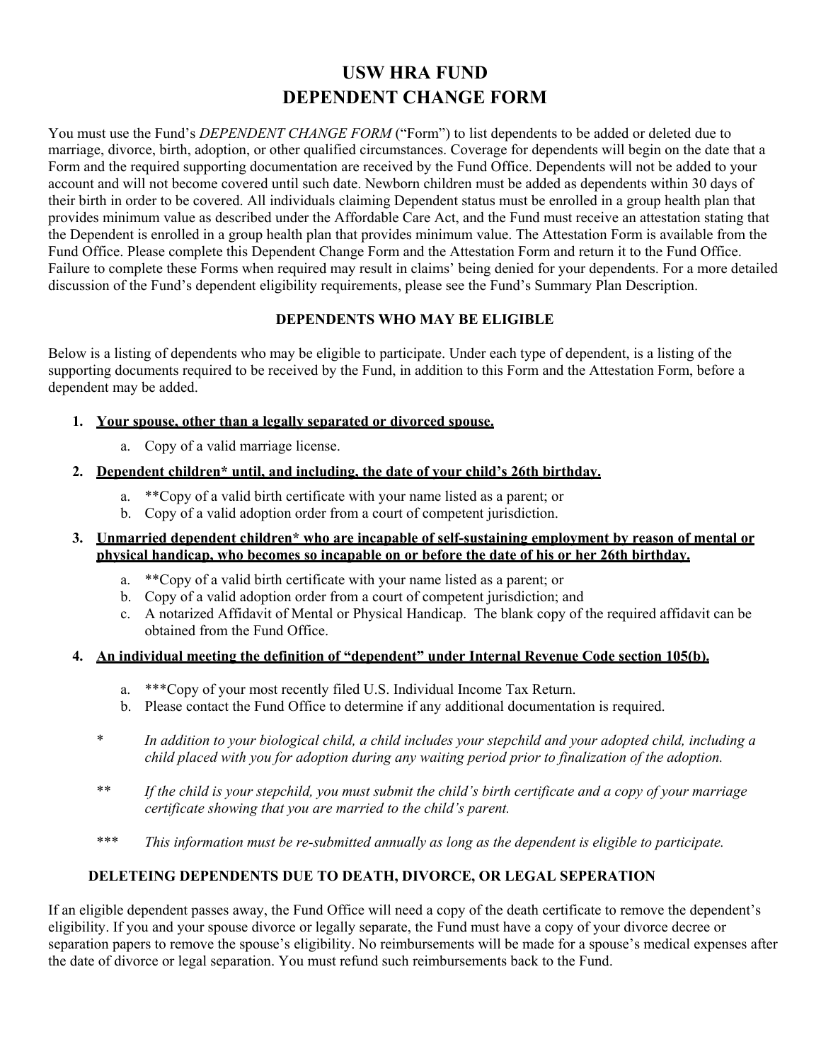# USW HRA FUND
# DEPENDENT CHANGE FORM

You must use the Fund's *DEPENDENT CHANGE FORM* ("Form") to list dependents to be added or deleted due to marriage, divorce, birth, adoption, or other qualified circumstances. Coverage for dependents will begin on the date that a Form and the required supporting documentation are received by the Fund Office. Dependents will not be added to your account and will not become covered until such date. Newborn children must be added as dependents within 30 days of their birth in order to be covered. All individuals claiming Dependent status must be enrolled in a group health plan that provides minimum value as described under the Affordable Care Act, and the Fund must receive an attestation stating that the Dependent is enrolled in a group health plan that provides minimum value. The Attestation Form is available from the Fund Office. Please complete this Dependent Change Form and the Attestation Form and return it to the Fund Office. Failure to complete these Forms when required may result in claims' being denied for your dependents. For a more detailed discussion of the Fund's dependent eligibility requirements, please see the Fund's Summary Plan Description.

### DEPENDENTS WHO MAY BE ELIGIBLE

Below is a listing of dependents who may be eligible to participate. Under each type of dependent, is a listing of the supporting documents required to be received by the Fund, in addition to this Form and the Attestation Form, before a dependent may be added.

1. **<u>Your spouse, other than a legally separated or divorced spouse.</u>**
   a. Copy of a valid marriage license.

2. **<u>Dependent children* until, and including, the date of your child's 26th birthday.</u>**
   a. **Copy of a valid birth certificate with your name listed as a parent; or
   b. Copy of a valid adoption order from a court of competent jurisdiction.

3. **<u>Unmarried dependent children* who are incapable of self-sustaining employment by reason of mental or physical handicap, who becomes so incapable on or before the date of his or her 26th birthday.</u>**
   a. **Copy of a valid birth certificate with your name listed as a parent; or
   b. Copy of a valid adoption order from a court of competent jurisdiction; and
   c. A notarized Affidavit of Mental or Physical Handicap. The blank copy of the required affidavit can be obtained from the Fund Office.

4. **<u>An individual meeting the definition of "dependent" under Internal Revenue Code section 105(b).</u>**
   a. ***Copy of your most recently filed U.S. Individual Income Tax Return.
   b. Please contact the Fund Office to determine if any additional documentation is required.

\* *In addition to your biological child, a child includes your stepchild and your adopted child, including a child placed with you for adoption during any waiting period prior to finalization of the adoption.*

\** *If the child is your stepchild, you must submit the child's birth certificate and a copy of your marriage certificate showing that you are married to the child's parent.*

\*** *This information must be re-submitted annually as long as the dependent is eligible to participate.*

### DELETEING DEPENDENTS DUE TO DEATH, DIVORCE, OR LEGAL SEPERATION

If an eligible dependent passes away, the Fund Office will need a copy of the death certificate to remove the dependent's eligibility. If you and your spouse divorce or legally separate, the Fund must have a copy of your divorce decree or separation papers to remove the spouse's eligibility. No reimbursements will be made for a spouse's medical expenses after the date of divorce or legal separation. You must refund such reimbursements back to the Fund.